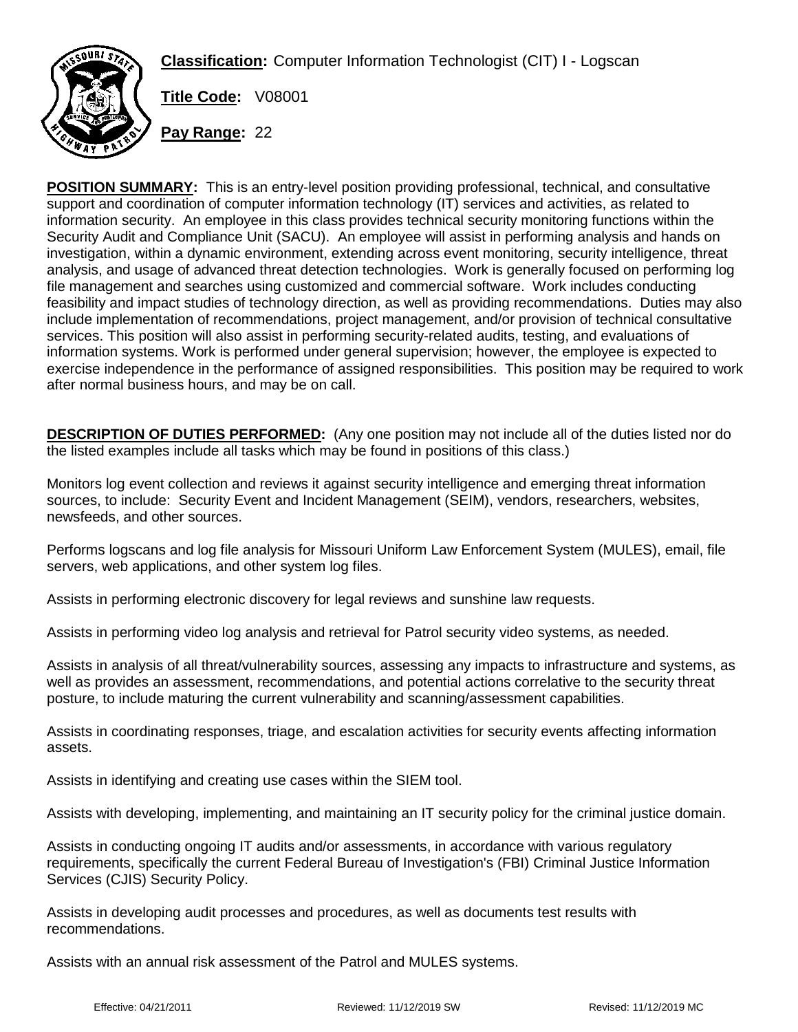**Classification:** Computer Information Technologist (CIT) I - Logscan

**Title Code:** V08001

**Pay Range:** 22

**POSITION SUMMARY:** This is an entry-level position providing professional, technical, and consultative support and coordination of computer information technology (IT) services and activities, as related to information security. An employee in this class provides technical security monitoring functions within the Security Audit and Compliance Unit (SACU). An employee will assist in performing analysis and hands on investigation, within a dynamic environment, extending across event monitoring, security intelligence, threat analysis, and usage of advanced threat detection technologies. Work is generally focused on performing log file management and searches using customized and commercial software. Work includes conducting feasibility and impact studies of technology direction, as well as providing recommendations. Duties may also include implementation of recommendations, project management, and/or provision of technical consultative services. This position will also assist in performing security-related audits, testing, and evaluations of information systems. Work is performed under general supervision; however, the employee is expected to exercise independence in the performance of assigned responsibilities. This position may be required to work after normal business hours, and may be on call.

**DESCRIPTION OF DUTIES PERFORMED:** (Any one position may not include all of the duties listed nor do the listed examples include all tasks which may be found in positions of this class.)

Monitors log event collection and reviews it against security intelligence and emerging threat information sources, to include: Security Event and Incident Management (SEIM), vendors, researchers, websites, newsfeeds, and other sources.

Performs logscans and log file analysis for Missouri Uniform Law Enforcement System (MULES), email, file servers, web applications, and other system log files.

Assists in performing electronic discovery for legal reviews and sunshine law requests.

Assists in performing video log analysis and retrieval for Patrol security video systems, as needed.

Assists in analysis of all threat/vulnerability sources, assessing any impacts to infrastructure and systems, as well as provides an assessment, recommendations, and potential actions correlative to the security threat posture, to include maturing the current vulnerability and scanning/assessment capabilities.

Assists in coordinating responses, triage, and escalation activities for security events affecting information assets.

Assists in identifying and creating use cases within the SIEM tool.

Assists with developing, implementing, and maintaining an IT security policy for the criminal justice domain.

Assists in conducting ongoing IT audits and/or assessments, in accordance with various regulatory requirements, specifically the current Federal Bureau of Investigation's (FBI) Criminal Justice Information Services (CJIS) Security Policy.

Assists in developing audit processes and procedures, as well as documents test results with recommendations.

Assists with an annual risk assessment of the Patrol and MULES systems.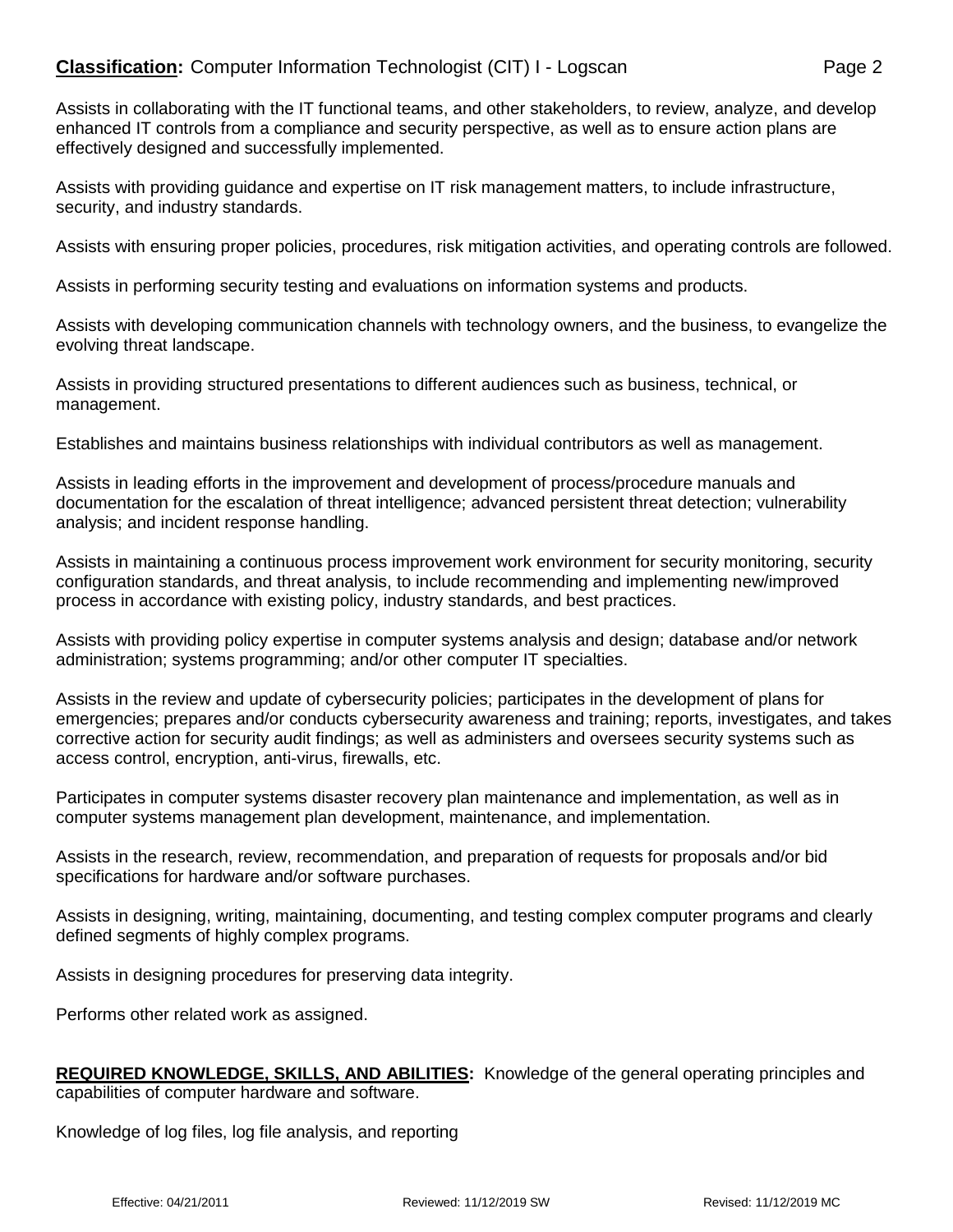Assists in collaborating with the IT functional teams, and other stakeholders, to review, analyze, and develop enhanced IT controls from a compliance and security perspective, as well as to ensure action plans are effectively designed and successfully implemented.

Assists with providing guidance and expertise on IT risk management matters, to include infrastructure, security, and industry standards.

Assists with ensuring proper policies, procedures, risk mitigation activities, and operating controls are followed.

Assists in performing security testing and evaluations on information systems and products.

Assists with developing communication channels with technology owners, and the business, to evangelize the evolving threat landscape.

Assists in providing structured presentations to different audiences such as business, technical, or management.

Establishes and maintains business relationships with individual contributors as well as management.

Assists in leading efforts in the improvement and development of process/procedure manuals and documentation for the escalation of threat intelligence; advanced persistent threat detection; vulnerability analysis; and incident response handling.

Assists in maintaining a continuous process improvement work environment for security monitoring, security configuration standards, and threat analysis, to include recommending and implementing new/improved process in accordance with existing policy, industry standards, and best practices.

Assists with providing policy expertise in computer systems analysis and design; database and/or network administration; systems programming; and/or other computer IT specialties.

Assists in the review and update of cybersecurity policies; participates in the development of plans for emergencies; prepares and/or conducts cybersecurity awareness and training; reports, investigates, and takes corrective action for security audit findings; as well as administers and oversees security systems such as access control, encryption, anti-virus, firewalls, etc.

Participates in computer systems disaster recovery plan maintenance and implementation, as well as in computer systems management plan development, maintenance, and implementation.

Assists in the research, review, recommendation, and preparation of requests for proposals and/or bid specifications for hardware and/or software purchases.

Assists in designing, writing, maintaining, documenting, and testing complex computer programs and clearly defined segments of highly complex programs.

Assists in designing procedures for preserving data integrity.

Performs other related work as assigned.

**REQUIRED KNOWLEDGE, SKILLS, AND ABILITIES:** Knowledge of the general operating principles and capabilities of computer hardware and software.

Knowledge of log files, log file analysis, and reporting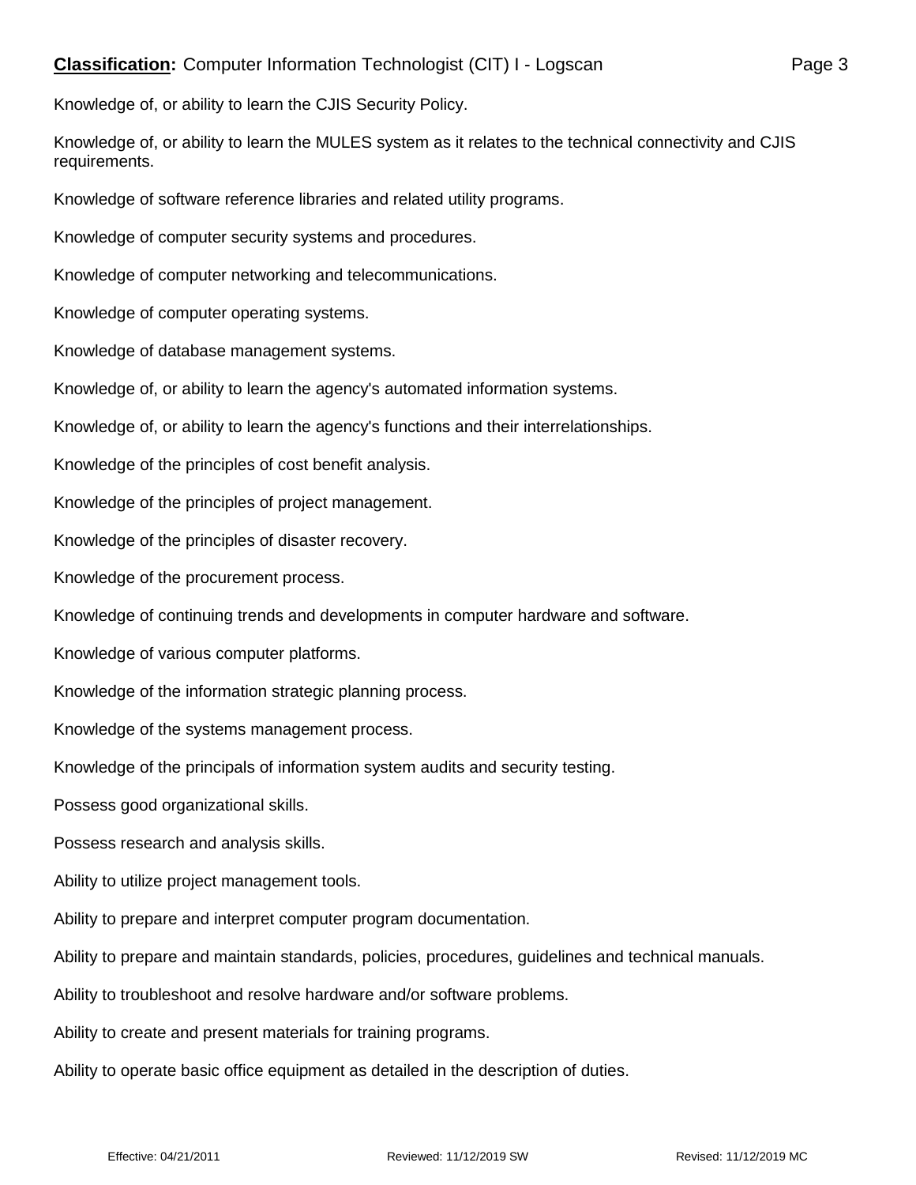Knowledge of, or ability to learn the CJIS Security Policy.

Knowledge of, or ability to learn the MULES system as it relates to the technical connectivity and CJIS requirements.

Knowledge of software reference libraries and related utility programs.

Knowledge of computer security systems and procedures.

Knowledge of computer networking and telecommunications.

Knowledge of computer operating systems.

Knowledge of database management systems.

Knowledge of, or ability to learn the agency's automated information systems.

Knowledge of, or ability to learn the agency's functions and their interrelationships.

Knowledge of the principles of cost benefit analysis.

Knowledge of the principles of project management.

Knowledge of the principles of disaster recovery.

Knowledge of the procurement process.

Knowledge of continuing trends and developments in computer hardware and software.

Knowledge of various computer platforms.

Knowledge of the information strategic planning process.

Knowledge of the systems management process.

Knowledge of the principals of information system audits and security testing.

Possess good organizational skills.

Possess research and analysis skills.

Ability to utilize project management tools.

Ability to prepare and interpret computer program documentation.

Ability to prepare and maintain standards, policies, procedures, guidelines and technical manuals.

Ability to troubleshoot and resolve hardware and/or software problems.

Ability to create and present materials for training programs.

Ability to operate basic office equipment as detailed in the description of duties.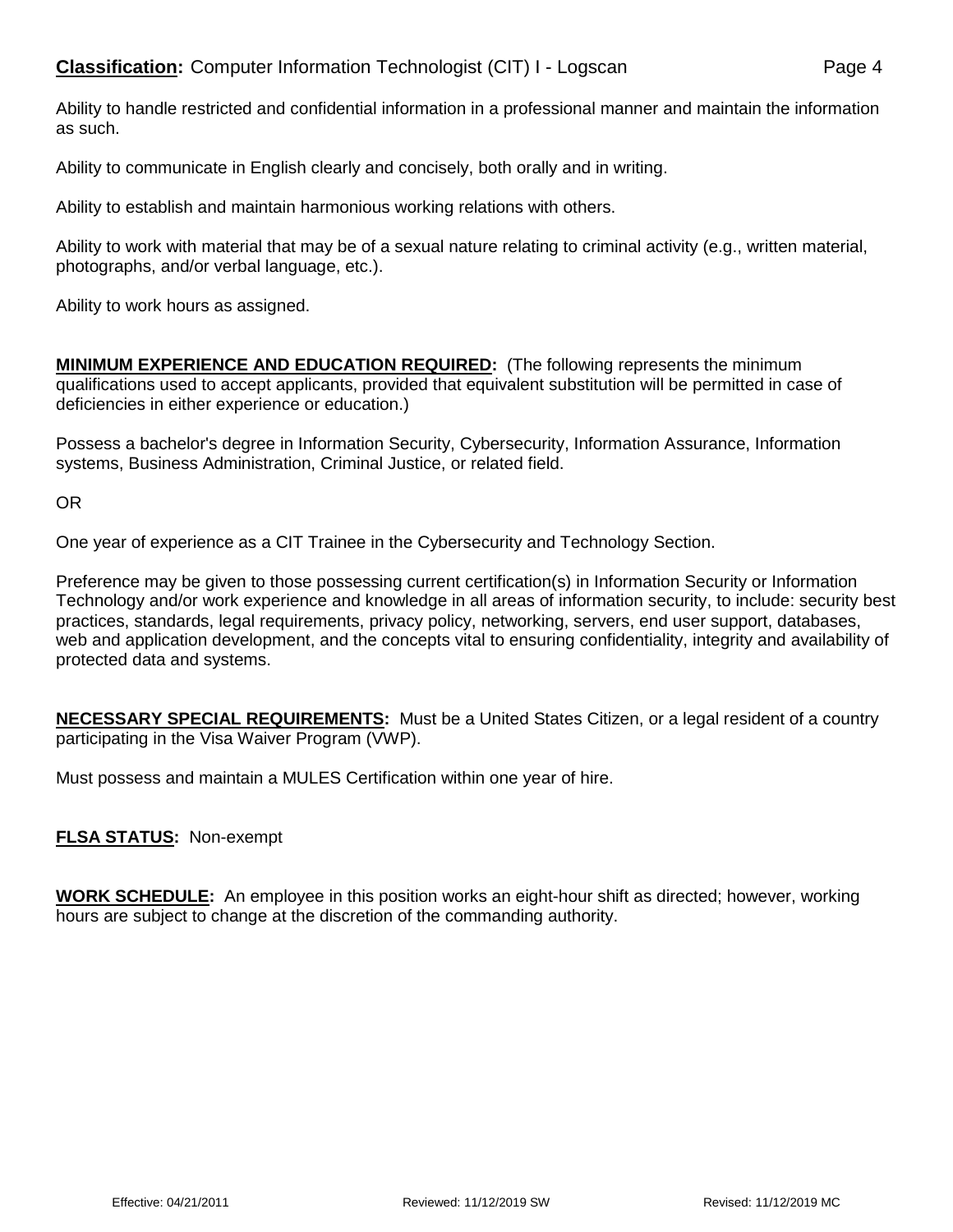Ability to handle restricted and confidential information in a professional manner and maintain the information as such.

Ability to communicate in English clearly and concisely, both orally and in writing.

Ability to establish and maintain harmonious working relations with others.

Ability to work with material that may be of a sexual nature relating to criminal activity (e.g., written material, photographs, and/or verbal language, etc.).

Ability to work hours as assigned.

**MINIMUM EXPERIENCE AND EDUCATION REQUIRED:** (The following represents the minimum qualifications used to accept applicants, provided that equivalent substitution will be permitted in case of deficiencies in either experience or education.)

Possess a bachelor's degree in Information Security, Cybersecurity, Information Assurance, Information systems, Business Administration, Criminal Justice, or related field.

OR

One year of experience as a CIT Trainee in the Cybersecurity and Technology Section.

Preference may be given to those possessing current certification(s) in Information Security or Information Technology and/or work experience and knowledge in all areas of information security, to include: security best practices, standards, legal requirements, privacy policy, networking, servers, end user support, databases, web and application development, and the concepts vital to ensuring confidentiality, integrity and availability of protected data and systems.

**NECESSARY SPECIAL REQUIREMENTS:** Must be a United States Citizen, or a legal resident of a country participating in the Visa Waiver Program (VWP).

Must possess and maintain a MULES Certification within one year of hire.

**FLSA STATUS:** Non-exempt

**WORK SCHEDULE:** An employee in this position works an eight-hour shift as directed; however, working hours are subject to change at the discretion of the commanding authority.

Effective: 04/21/2011 Reviewed: 11/12/2019 SW Revised: 11/12/2019 MC